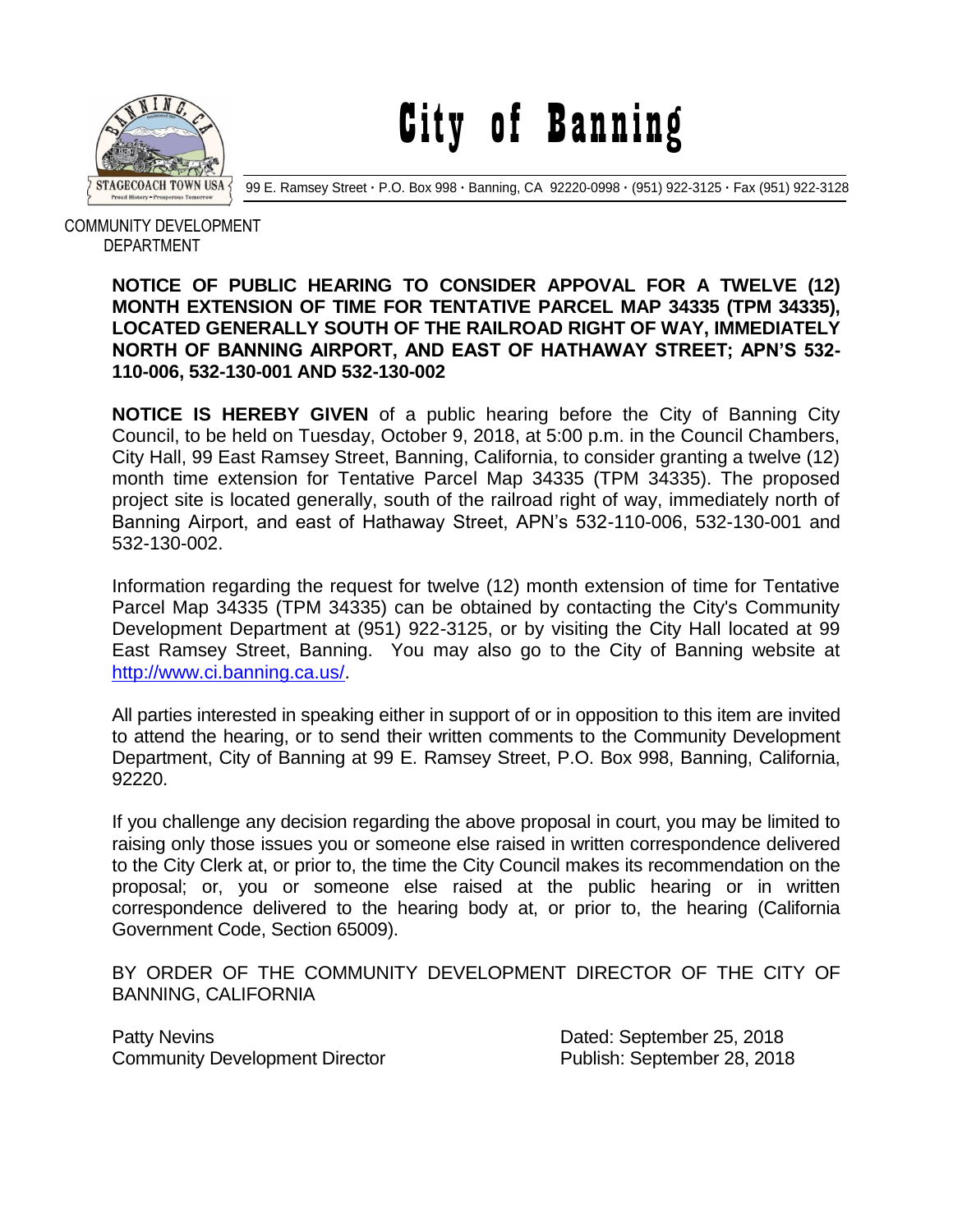# City of Banning

99 E. Ramsey Street · P.O. Box 998 · Banning, CA 92220-0998 · (951) 922-3125 · Fax (951) 922-3128

COMMUNITY DEVELOPMENT DEPARTMENT

**NOTICE OF PUBLIC HEARING TO CONSIDER APPOVAL FOR A TWELVE (12) MONTH EXTENSION OF TIME FOR TENTATIVE PARCEL MAP 34335 (TPM 34335), LOCATED GENERALLY SOUTH OF THE RAILROAD RIGHT OF WAY, IMMEDIATELY NORTH OF BANNING AIRPORT, AND EAST OF HATHAWAY STREET; APN'S 532-110-006, 532-130-001 AND 532-130-002**

**NOTICE IS HEREBY GIVEN** of a public hearing before the City of Banning City Council, to be held on Tuesday, October 9, 2018, at 5:00 p.m. in the Council Chambers, City Hall, 99 East Ramsey Street, Banning, California, to consider granting a twelve (12) month time extension for Tentative Parcel Map 34335 (TPM 34335). The proposed project site is located generally, south of the railroad right of way, immediately north of Banning Airport, and east of Hathaway Street, APN's 532-110-006, 532-130-001 and 532-130-002.

Information regarding the request for twelve (12) month extension of time for Tentative Parcel Map 34335 (TPM 34335) can be obtained by contacting the City's Community Development Department at (951) 922-3125, or by visiting the City Hall located at 99 East Ramsey Street, Banning. You may also go to the City of Banning website at http://www.ci.banning.ca.us/.

All parties interested in speaking either in support of or in opposition to this item are invited to attend the hearing, or to send their written comments to the Community Development Department, City of Banning at 99 E. Ramsey Street, P.O. Box 998, Banning, California, 92220.

If you challenge any decision regarding the above proposal in court, you may be limited to raising only those issues you or someone else raised in written correspondence delivered to the City Clerk at, or prior to, the time the City Council makes its recommendation on the proposal; or, you or someone else raised at the public hearing or in written correspondence delivered to the hearing body at, or prior to, the hearing (California Government Code, Section 65009).

BY ORDER OF THE COMMUNITY DEVELOPMENT DIRECTOR OF THE CITY OF BANNING, CALIFORNIA

Patty Nevins
Community Development Director

Dated: September 25, 2018
Publish: September 28, 2018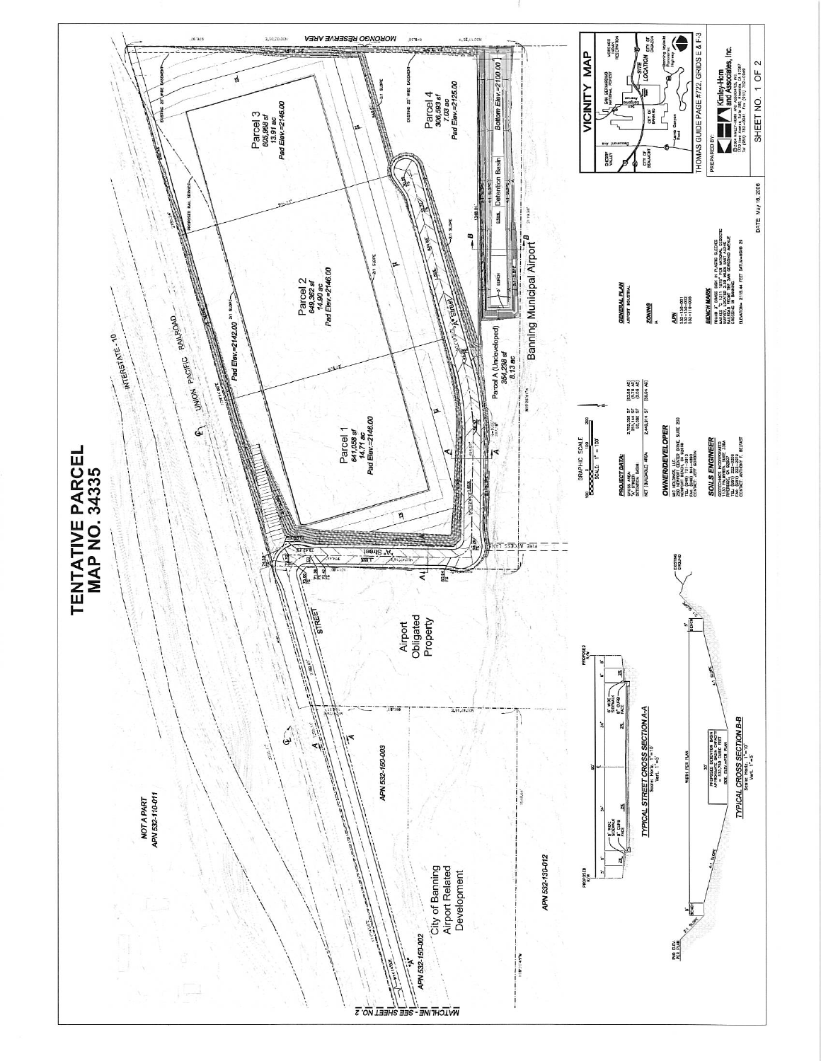# TENTATIVE PARCEL MAP NO. 34335

INTERSTATE - 10

UNION PACIFIC RAILROAD

MORONGO RESERVE AREA

Parcel 1
641,058 sf
14.71 ac
Pad Elev.=2146.00

Parcel 2
649,362 sf
14.90 ac
Pad Elev.=2146.00

Parcel 3
605,968 sf
13.91 ac
Pad Elev.=2146.00

Parcel 4
306,593 sf
7.03 ac
Pad Elev.=2125.00

Pad Elev.=2142.00

Detention Basin

Bottom Elev.=2100.00

Parcel A (Undeveloped)
354,238 sf
8.13 ac

Banning Municipal Airport

"A" Street

STREET

Airport Obligated Property

City of Banning Airport Related Development

NOT A PART
APN 532-110-011

APN 532-150-003

APN 532-150-002

APN 532-130-012

MATCHLINE - SEE SHEET NO. 2

FIRE ACCESS LANE

EXISTING 25' WIDE EASEMENT

PROPOSED RAIL SERVICE

2:1 SLOPE

GRAPHIC SCALE
SCALE: 1" = 100'

**PROJECT DATA:**

GROSS AREA: 2,753,056 SF (63.58 AC)
"A" STREET: 213,144 SF (5.26 AC)
DETENTION BASIN: 95,000 SF (2.56 AC)

NET (BUILDABLE) AREA: 2,446,911 SF (56.04 AC)

**OWNER/DEVELOPER**

**GENERAL PLAN**
AIRPORT INDUSTRIAL

**ZONING**

**APN**
532-130-001
532-130-002
532-110-008

**SOILS ENGINEER**

**BENCH MARK**

TYPICAL STREET CROSS SECTION A-A
Scale: Horiz. 1"=10' Vert. 1"=5'

TYPICAL CROSS SECTION B-B
Scale: Horiz. 1"=10' Vert. 1"=5'

PROPOSED DETENTION BASIN

## VICINITY MAP

SITE LOCATION

THOMAS GUIDE PAGE #722, GRIDS E & F-3

PREPARED BY:

Kimley-Horn and Associates, Inc.

SHEET NO. 1 OF 2

DATE: May 16, 2006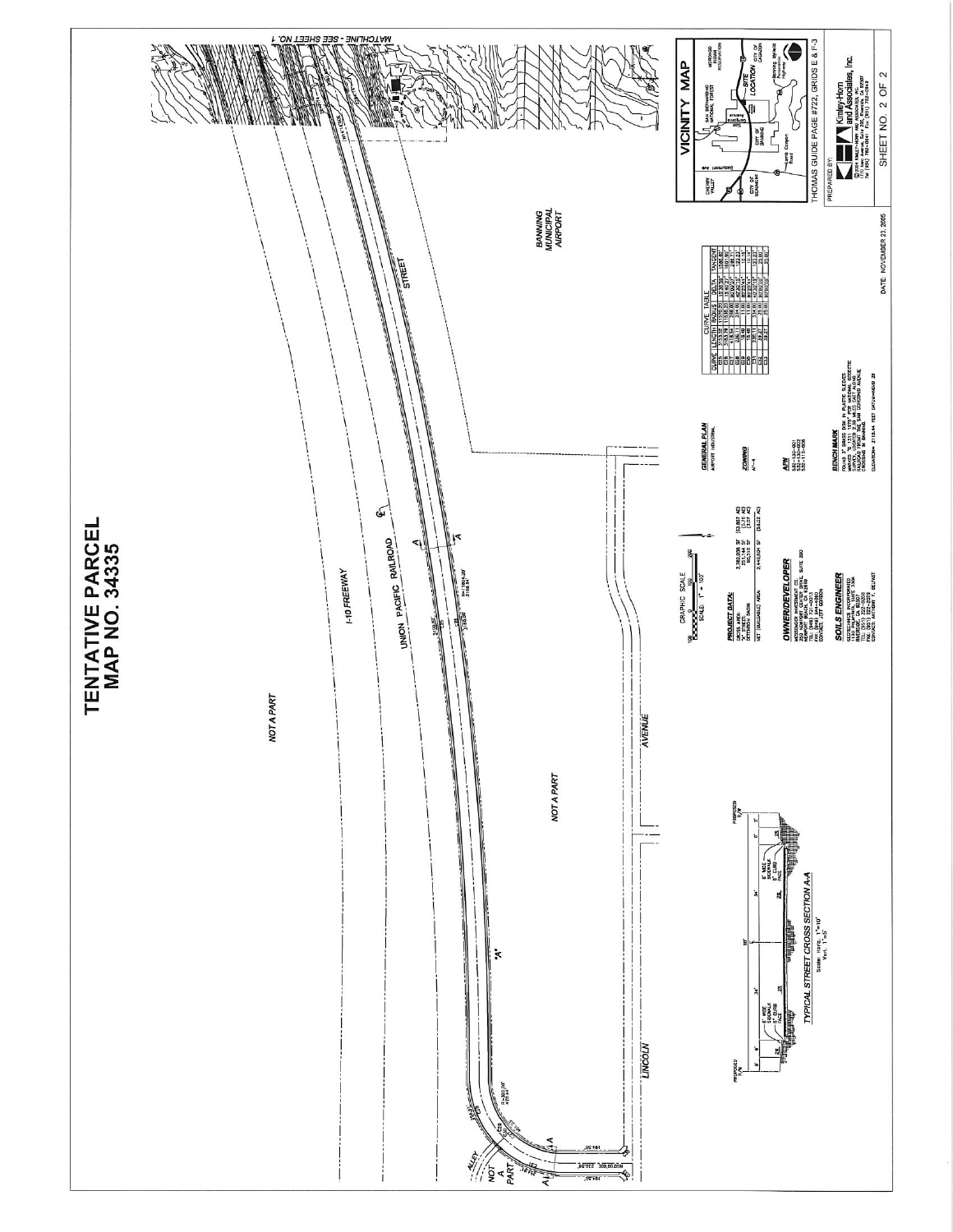# TENTATIVE PARCEL MAP NO. 34335

NOT A PART

I-10 FREEWAY

UNION PACIFIC RAILROAD

STREET

BANNING MUNICIPAL AIRPORT

NOT A PART

AVENUE

LINCOLN

'A'

ALLEY

NOT A PART

MATCHLINE - SEE SHEET NO. 1

GRAPHIC SCALE

SCALE: 1" = 100'

**PROJECT DATA:**

**OWNER/DEVELOPER**

**SOILS ENGINEER**

**GENERAL PLAN**

AIRPORT INDUSTRIAL

**ZONING**

**APN**

**BENCH MARK**

TYPICAL STREET CROSS SECTION A-A

CURVE TABLE

VICINITY MAP

SITE LOCATION

CITY OF BANNING

CITY OF BEAUMONT

THOMAS GUIDE PAGE #722, GRIDS E & F-3

PREPARED BY:

Kimley-Horn and Associates, Inc.

DATE: NOVEMBER 23, 2005

SHEET NO. 2 OF 2